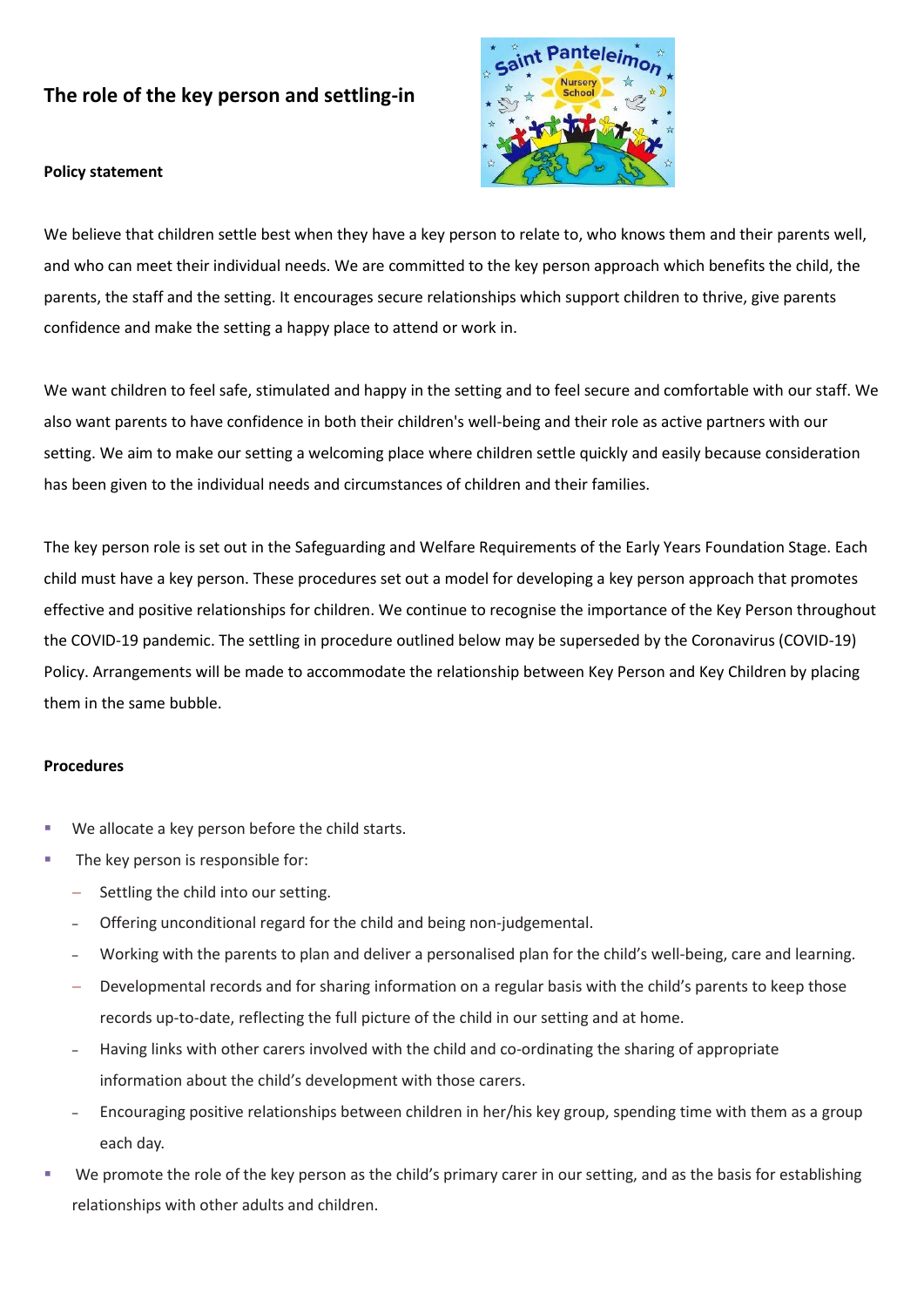## The role of the key person and settling-in

**Policy statement**

We believe that children settle best when they have a key person to relate to, who knows them and their parents well, and who can meet their individual needs. We are committed to the key person approach which benefits the child, the parents, the staff and the setting. It encourages secure relationships which support children to thrive, give parents confidence and make the setting a happy place to attend or work in.

We want children to feel safe, stimulated and happy in the setting and to feel secure and comfortable with our staff. We also want parents to have confidence in both their children's well-being and their role as active partners with our setting. We aim to make our setting a welcoming place where children settle quickly and easily because consideration has been given to the individual needs and circumstances of children and their families.

The key person role is set out in the Safeguarding and Welfare Requirements of the Early Years Foundation Stage. Each child must have a key person. These procedures set out a model for developing a key person approach that promotes effective and positive relationships for children. We continue to recognise the importance of the Key Person throughout the COVID-19 pandemic. The settling in procedure outlined below may be superseded by the Coronavirus (COVID-19) Policy. Arrangements will be made to accommodate the relationship between Key Person and Key Children by placing them in the same bubble.

**Procedures**

- We allocate a key person before the child starts.
- The key person is responsible for:
  - Settling the child into our setting.
  - Offering unconditional regard for the child and being non-judgemental.
  - Working with the parents to plan and deliver a personalised plan for the child's well-being, care and learning.
  - Developmental records and for sharing information on a regular basis with the child's parents to keep those records up-to-date, reflecting the full picture of the child in our setting and at home.
  - Having links with other carers involved with the child and co-ordinating the sharing of appropriate information about the child's development with those carers.
  - Encouraging positive relationships between children in her/his key group, spending time with them as a group each day.
- We promote the role of the key person as the child's primary carer in our setting, and as the basis for establishing relationships with other adults and children.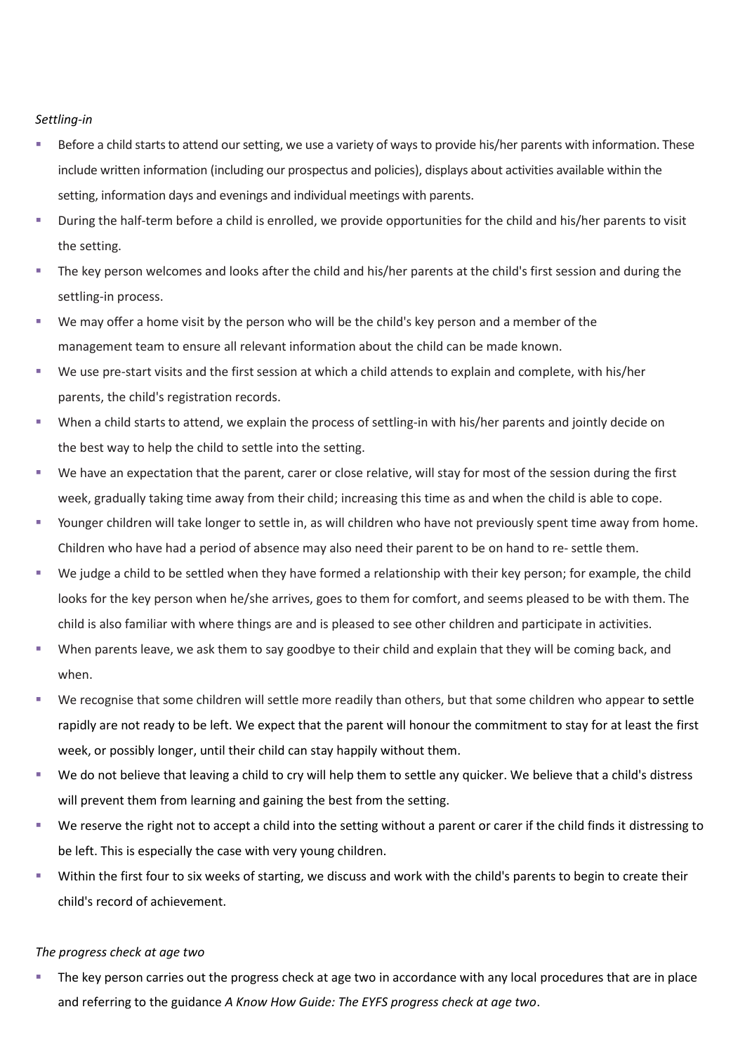*Settling-in*

- Before a child starts to attend our setting, we use a variety of ways to provide his/her parents with information. These include written information (including our prospectus and policies), displays about activities available within the setting, information days and evenings and individual meetings with parents.
- During the half-term before a child is enrolled, we provide opportunities for the child and his/her parents to visit the setting.
- The key person welcomes and looks after the child and his/her parents at the child's first session and during the settling-in process.
- We may offer a home visit by the person who will be the child's key person and a member of the management team to ensure all relevant information about the child can be made known.
- We use pre-start visits and the first session at which a child attends to explain and complete, with his/her parents, the child's registration records.
- When a child starts to attend, we explain the process of settling-in with his/her parents and jointly decide on the best way to help the child to settle into the setting.
- We have an expectation that the parent, carer or close relative, will stay for most of the session during the first week, gradually taking time away from their child; increasing this time as and when the child is able to cope.
- Younger children will take longer to settle in, as will children who have not previously spent time away from home. Children who have had a period of absence may also need their parent to be on hand to re- settle them.
- We judge a child to be settled when they have formed a relationship with their key person; for example, the child looks for the key person when he/she arrives, goes to them for comfort, and seems pleased to be with them. The child is also familiar with where things are and is pleased to see other children and participate in activities.
- When parents leave, we ask them to say goodbye to their child and explain that they will be coming back, and when.
- We recognise that some children will settle more readily than others, but that some children who appear to settle rapidly are not ready to be left. We expect that the parent will honour the commitment to stay for at least the first week, or possibly longer, until their child can stay happily without them.
- We do not believe that leaving a child to cry will help them to settle any quicker. We believe that a child's distress will prevent them from learning and gaining the best from the setting.
- We reserve the right not to accept a child into the setting without a parent or carer if the child finds it distressing to be left. This is especially the case with very young children.
- Within the first four to six weeks of starting, we discuss and work with the child's parents to begin to create their child's record of achievement.

*The progress check at age two*

- The key person carries out the progress check at age two in accordance with any local procedures that are in place and referring to the guidance *A Know How Guide: The EYFS progress check at age two*.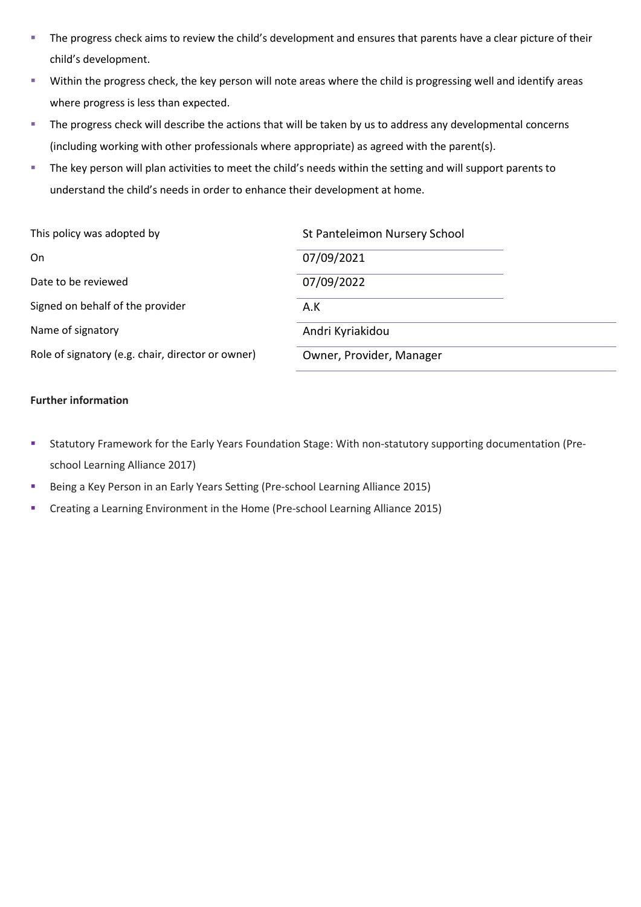- The progress check aims to review the child's development and ensures that parents have a clear picture of their child's development.
- Within the progress check, the key person will note areas where the child is progressing well and identify areas where progress is less than expected.
- The progress check will describe the actions that will be taken by us to address any developmental concerns (including working with other professionals where appropriate) as agreed with the parent(s).
- The key person will plan activities to meet the child's needs within the setting and will support parents to understand the child's needs in order to enhance their development at home.

| | |
|---|---|
| This policy was adopted by | St Panteleimon Nursery School |
| On | 07/09/2021 |
| Date to be reviewed | 07/09/2022 |
| Signed on behalf of the provider | A.K |
| Name of signatory | Andri Kyriakidou |
| Role of signatory (e.g. chair, director or owner) | Owner, Provider, Manager |

**Further information**

- Statutory Framework for the Early Years Foundation Stage: With non-statutory supporting documentation (Pre-school Learning Alliance 2017)
- Being a Key Person in an Early Years Setting (Pre-school Learning Alliance 2015)
- Creating a Learning Environment in the Home (Pre-school Learning Alliance 2015)